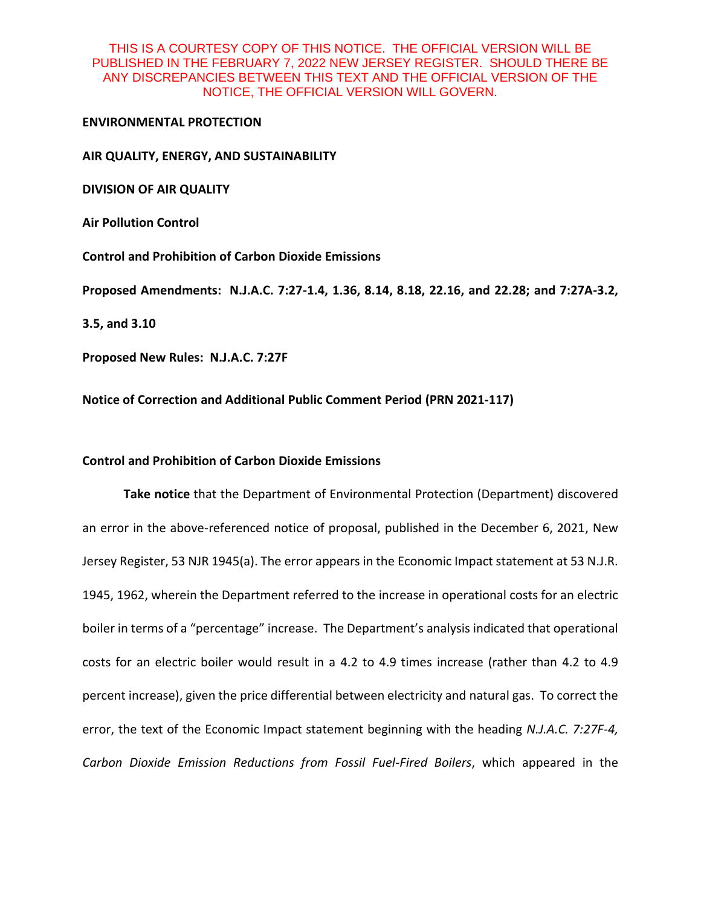THIS IS A COURTESY COPY OF THIS NOTICE. THE OFFICIAL VERSION WILL BE PUBLISHED IN THE FEBRUARY 7, 2022 NEW JERSEY REGISTER. SHOULD THERE BE ANY DISCREPANCIES BETWEEN THIS TEXT AND THE OFFICIAL VERSION OF THE NOTICE, THE OFFICIAL VERSION WILL GOVERN.

**ENVIRONMENTAL PROTECTION**

**AIR QUALITY, ENERGY, AND SUSTAINABILITY**

**DIVISION OF AIR QUALITY**

**Air Pollution Control**

**Control and Prohibition of Carbon Dioxide Emissions**

**Proposed Amendments: N.J.A.C. 7:27-1.4, 1.36, 8.14, 8.18, 22.16, and 22.28; and 7:27A-3.2, 3.5, and 3.10**

**Proposed New Rules: N.J.A.C. 7:27F**

**Notice of Correction and Additional Public Comment Period (PRN 2021-117)**

**Control and Prohibition of Carbon Dioxide Emissions**

**Take notice** that the Department of Environmental Protection (Department) discovered an error in the above-referenced notice of proposal, published in the December 6, 2021, New Jersey Register, 53 NJR 1945(a). The error appears in the Economic Impact statement at 53 N.J.R. 1945, 1962, wherein the Department referred to the increase in operational costs for an electric boiler in terms of a "percentage" increase. The Department's analysis indicated that operational costs for an electric boiler would result in a 4.2 to 4.9 times increase (rather than 4.2 to 4.9 percent increase), given the price differential between electricity and natural gas. To correct the error, the text of the Economic Impact statement beginning with the heading *N.J.A.C. 7:27F-4, Carbon Dioxide Emission Reductions from Fossil Fuel-Fired Boilers*, which appeared in the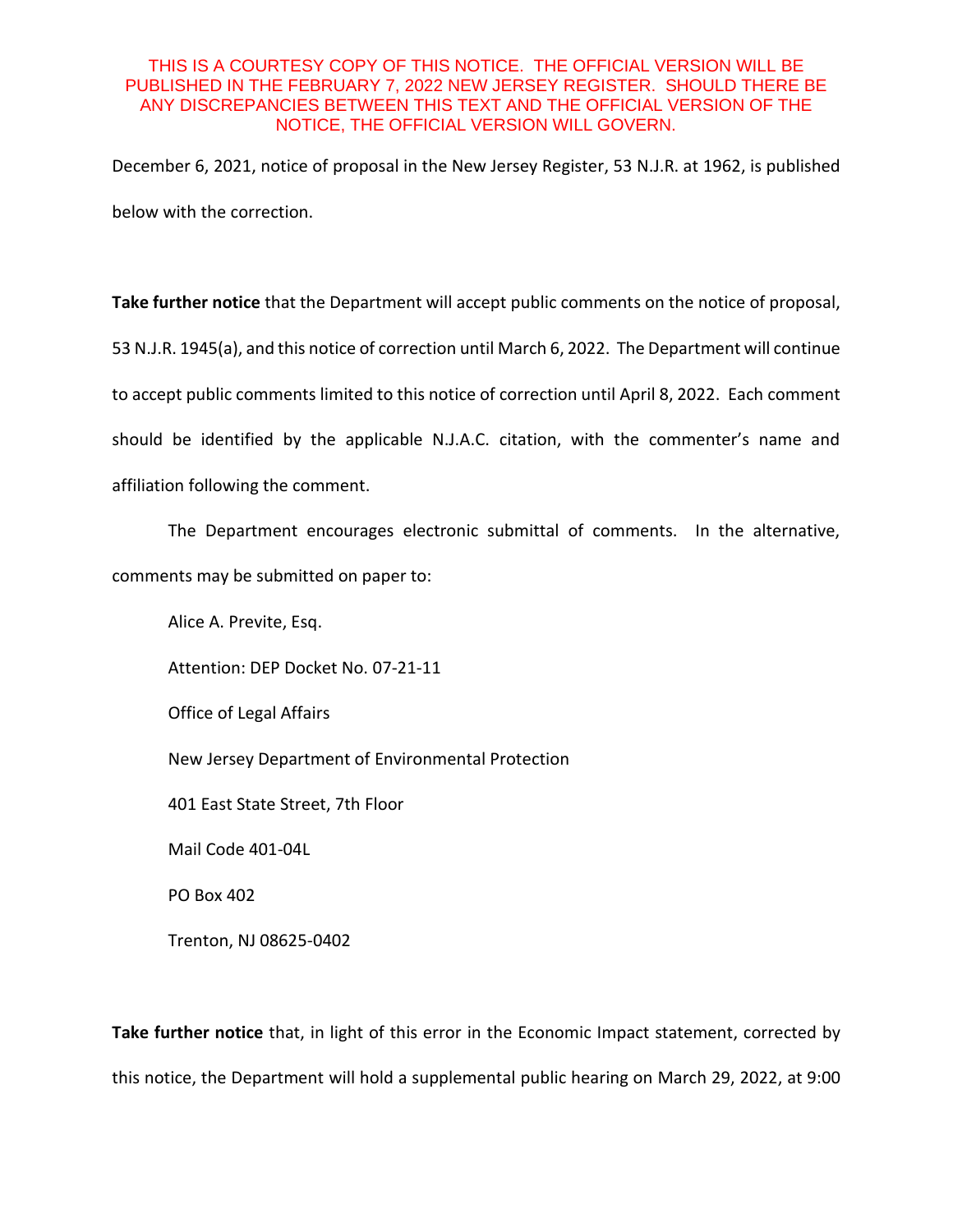THIS IS A COURTESY COPY OF THIS NOTICE. THE OFFICIAL VERSION WILL BE PUBLISHED IN THE FEBRUARY 7, 2022 NEW JERSEY REGISTER. SHOULD THERE BE ANY DISCREPANCIES BETWEEN THIS TEXT AND THE OFFICIAL VERSION OF THE NOTICE, THE OFFICIAL VERSION WILL GOVERN.

December 6, 2021, notice of proposal in the New Jersey Register, 53 N.J.R. at 1962, is published below with the correction.

**Take further notice** that the Department will accept public comments on the notice of proposal, 53 N.J.R. 1945(a), and this notice of correction until March 6, 2022. The Department will continue to accept public comments limited to this notice of correction until April 8, 2022. Each comment should be identified by the applicable N.J.A.C. citation, with the commenter's name and affiliation following the comment.

The Department encourages electronic submittal of comments. In the alternative, comments may be submitted on paper to:

Alice A. Previte, Esq.

Attention: DEP Docket No. 07-21-11

Office of Legal Affairs

New Jersey Department of Environmental Protection

401 East State Street, 7th Floor

Mail Code 401-04L

PO Box 402

Trenton, NJ 08625-0402

**Take further notice** that, in light of this error in the Economic Impact statement, corrected by this notice, the Department will hold a supplemental public hearing on March 29, 2022, at 9:00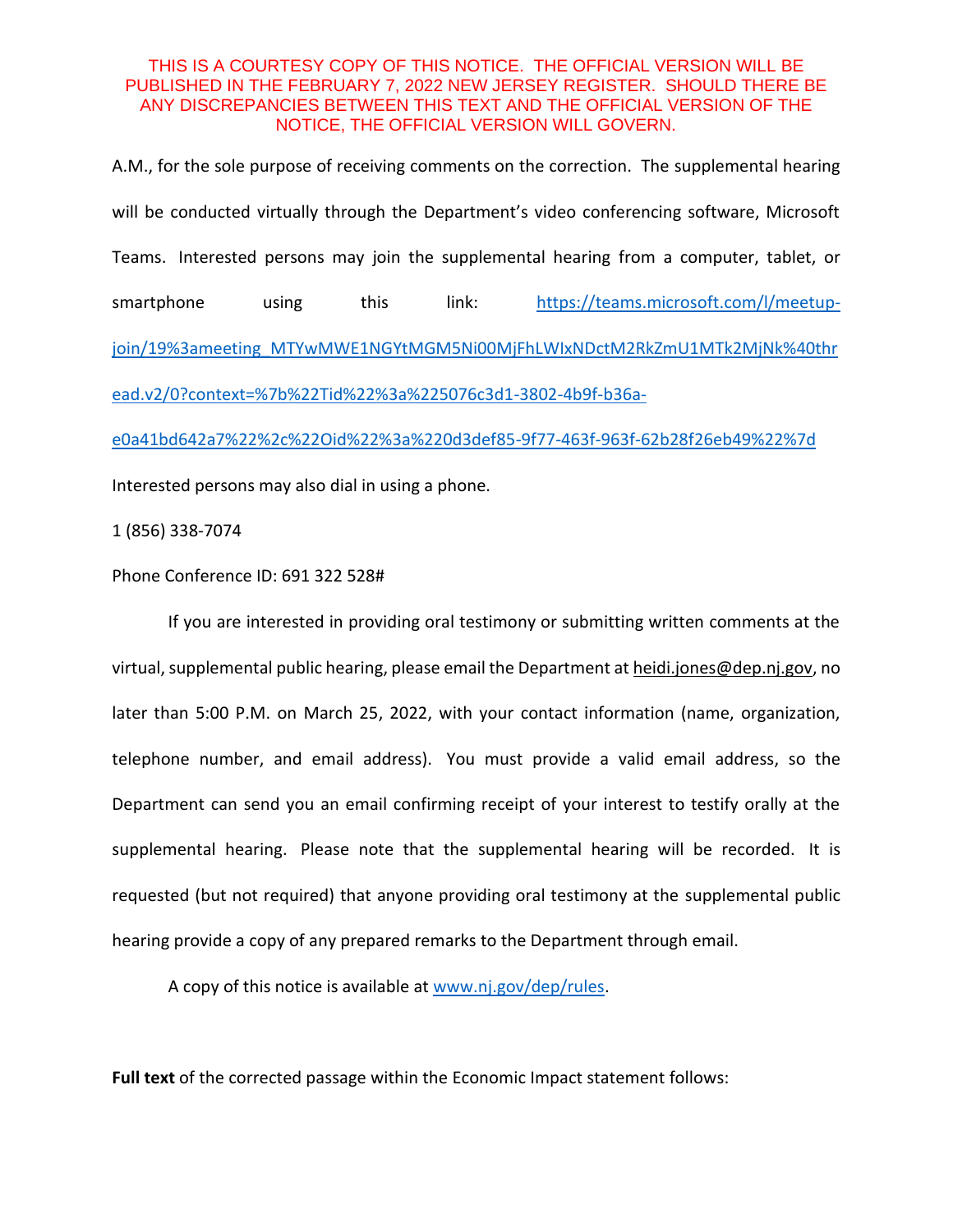THIS IS A COURTESY COPY OF THIS NOTICE. THE OFFICIAL VERSION WILL BE PUBLISHED IN THE FEBRUARY 7, 2022 NEW JERSEY REGISTER. SHOULD THERE BE ANY DISCREPANCIES BETWEEN THIS TEXT AND THE OFFICIAL VERSION OF THE NOTICE, THE OFFICIAL VERSION WILL GOVERN.

A.M., for the sole purpose of receiving comments on the correction. The supplemental hearing will be conducted virtually through the Department's video conferencing software, Microsoft Teams. Interested persons may join the supplemental hearing from a computer, tablet, or smartphone using this link: https://teams.microsoft.com/l/meetup-join/19%3ameeting_MTYwMWE1NGYtMGM5Ni00MjFhLWIxNDctM2RkZmU1MTk2MjNk%40thread.v2/0?context=%7b%22Tid%22%3a%225076c3d1-3802-4b9f-b36a-e0a41bd642a7%22%2c%22Oid%22%3a%220d3def85-9f77-463f-963f-62b28f26eb49%22%7d

Interested persons may also dial in using a phone.

1 (856) 338-7074

Phone Conference ID: 691 322 528#

If you are interested in providing oral testimony or submitting written comments at the virtual, supplemental public hearing, please email the Department at heidi.jones@dep.nj.gov, no later than 5:00 P.M. on March 25, 2022, with your contact information (name, organization, telephone number, and email address). You must provide a valid email address, so the Department can send you an email confirming receipt of your interest to testify orally at the supplemental hearing. Please note that the supplemental hearing will be recorded. It is requested (but not required) that anyone providing oral testimony at the supplemental public hearing provide a copy of any prepared remarks to the Department through email.

A copy of this notice is available at www.nj.gov/dep/rules.

**Full text** of the corrected passage within the Economic Impact statement follows: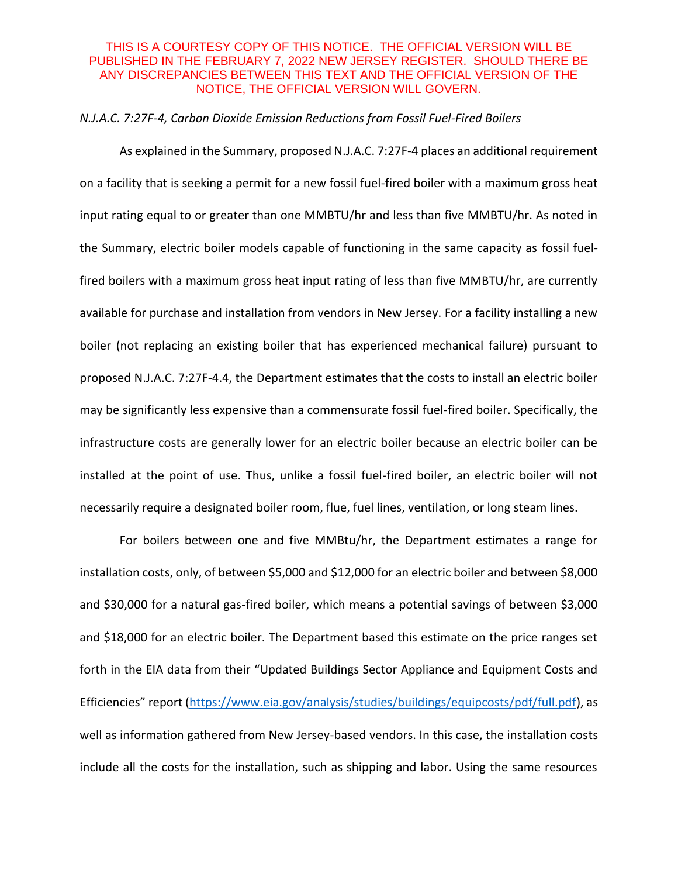THIS IS A COURTESY COPY OF THIS NOTICE. THE OFFICIAL VERSION WILL BE PUBLISHED IN THE FEBRUARY 7, 2022 NEW JERSEY REGISTER. SHOULD THERE BE ANY DISCREPANCIES BETWEEN THIS TEXT AND THE OFFICIAL VERSION OF THE NOTICE, THE OFFICIAL VERSION WILL GOVERN.

*N.J.A.C. 7:27F-4, Carbon Dioxide Emission Reductions from Fossil Fuel-Fired Boilers*

As explained in the Summary, proposed N.J.A.C. 7:27F-4 places an additional requirement on a facility that is seeking a permit for a new fossil fuel-fired boiler with a maximum gross heat input rating equal to or greater than one MMBTU/hr and less than five MMBTU/hr. As noted in the Summary, electric boiler models capable of functioning in the same capacity as fossil fuel-fired boilers with a maximum gross heat input rating of less than five MMBTU/hr, are currently available for purchase and installation from vendors in New Jersey. For a facility installing a new boiler (not replacing an existing boiler that has experienced mechanical failure) pursuant to proposed N.J.A.C. 7:27F-4.4, the Department estimates that the costs to install an electric boiler may be significantly less expensive than a commensurate fossil fuel-fired boiler. Specifically, the infrastructure costs are generally lower for an electric boiler because an electric boiler can be installed at the point of use. Thus, unlike a fossil fuel-fired boiler, an electric boiler will not necessarily require a designated boiler room, flue, fuel lines, ventilation, or long steam lines.

For boilers between one and five MMBtu/hr, the Department estimates a range for installation costs, only, of between $5,000 and $12,000 for an electric boiler and between $8,000 and $30,000 for a natural gas-fired boiler, which means a potential savings of between $3,000 and $18,000 for an electric boiler. The Department based this estimate on the price ranges set forth in the EIA data from their "Updated Buildings Sector Appliance and Equipment Costs and Efficiencies" report (https://www.eia.gov/analysis/studies/buildings/equipcosts/pdf/full.pdf), as well as information gathered from New Jersey-based vendors. In this case, the installation costs include all the costs for the installation, such as shipping and labor. Using the same resources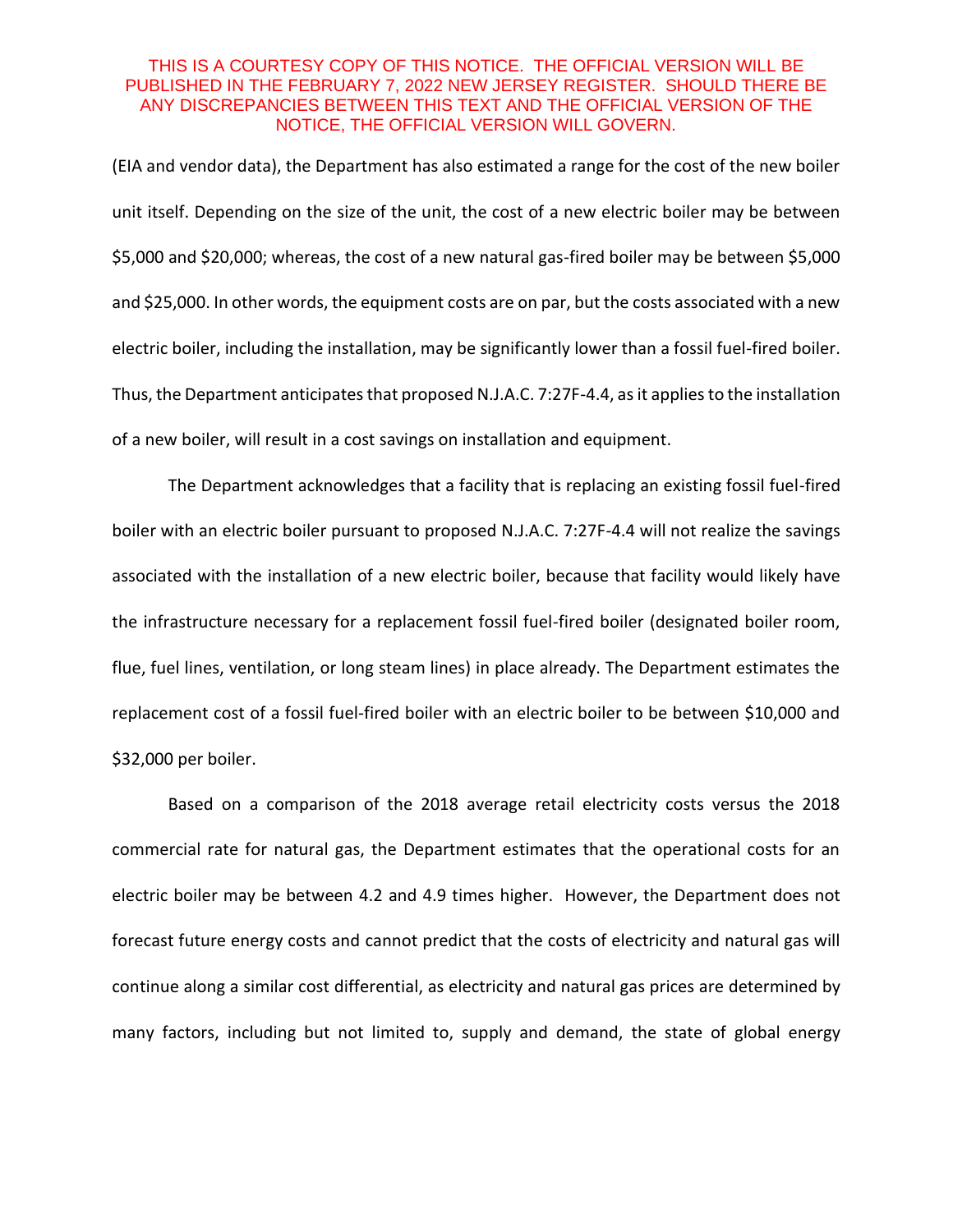(EIA and vendor data), the Department has also estimated a range for the cost of the new boiler unit itself. Depending on the size of the unit, the cost of a new electric boiler may be between $5,000 and $20,000; whereas, the cost of a new natural gas-fired boiler may be between $5,000 and $25,000. In other words, the equipment costs are on par, but the costs associated with a new electric boiler, including the installation, may be significantly lower than a fossil fuel-fired boiler. Thus, the Department anticipates that proposed N.J.A.C. 7:27F-4.4, as it applies to the installation of a new boiler, will result in a cost savings on installation and equipment.

The Department acknowledges that a facility that is replacing an existing fossil fuel-fired boiler with an electric boiler pursuant to proposed N.J.A.C. 7:27F-4.4 will not realize the savings associated with the installation of a new electric boiler, because that facility would likely have the infrastructure necessary for a replacement fossil fuel-fired boiler (designated boiler room, flue, fuel lines, ventilation, or long steam lines) in place already. The Department estimates the replacement cost of a fossil fuel-fired boiler with an electric boiler to be between $10,000 and $32,000 per boiler.

Based on a comparison of the 2018 average retail electricity costs versus the 2018 commercial rate for natural gas, the Department estimates that the operational costs for an electric boiler may be between 4.2 and 4.9 times higher. However, the Department does not forecast future energy costs and cannot predict that the costs of electricity and natural gas will continue along a similar cost differential, as electricity and natural gas prices are determined by many factors, including but not limited to, supply and demand, the state of global energy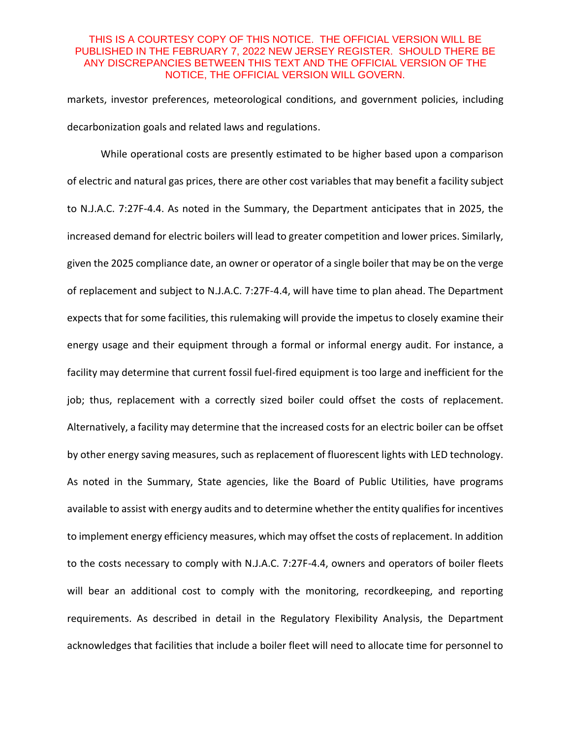markets, investor preferences, meteorological conditions, and government policies, including decarbonization goals and related laws and regulations.

While operational costs are presently estimated to be higher based upon a comparison of electric and natural gas prices, there are other cost variables that may benefit a facility subject to N.J.A.C. 7:27F-4.4. As noted in the Summary, the Department anticipates that in 2025, the increased demand for electric boilers will lead to greater competition and lower prices. Similarly, given the 2025 compliance date, an owner or operator of a single boiler that may be on the verge of replacement and subject to N.J.A.C. 7:27F-4.4, will have time to plan ahead. The Department expects that for some facilities, this rulemaking will provide the impetus to closely examine their energy usage and their equipment through a formal or informal energy audit. For instance, a facility may determine that current fossil fuel-fired equipment is too large and inefficient for the job; thus, replacement with a correctly sized boiler could offset the costs of replacement. Alternatively, a facility may determine that the increased costs for an electric boiler can be offset by other energy saving measures, such as replacement of fluorescent lights with LED technology. As noted in the Summary, State agencies, like the Board of Public Utilities, have programs available to assist with energy audits and to determine whether the entity qualifies for incentives to implement energy efficiency measures, which may offset the costs of replacement. In addition to the costs necessary to comply with N.J.A.C. 7:27F-4.4, owners and operators of boiler fleets will bear an additional cost to comply with the monitoring, recordkeeping, and reporting requirements. As described in detail in the Regulatory Flexibility Analysis, the Department acknowledges that facilities that include a boiler fleet will need to allocate time for personnel to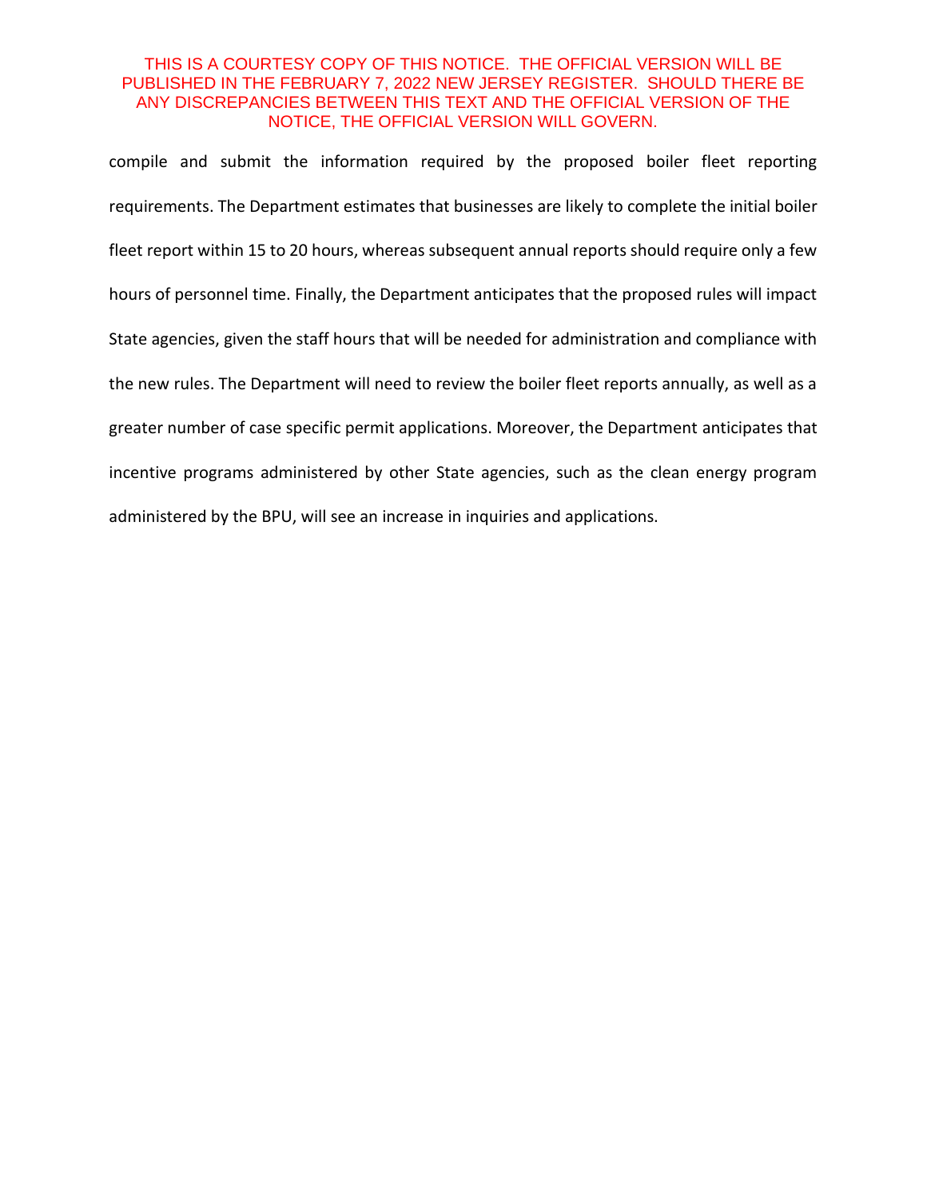compile and submit the information required by the proposed boiler fleet reporting requirements. The Department estimates that businesses are likely to complete the initial boiler fleet report within 15 to 20 hours, whereas subsequent annual reports should require only a few hours of personnel time. Finally, the Department anticipates that the proposed rules will impact State agencies, given the staff hours that will be needed for administration and compliance with the new rules. The Department will need to review the boiler fleet reports annually, as well as a greater number of case specific permit applications. Moreover, the Department anticipates that incentive programs administered by other State agencies, such as the clean energy program administered by the BPU, will see an increase in inquiries and applications.